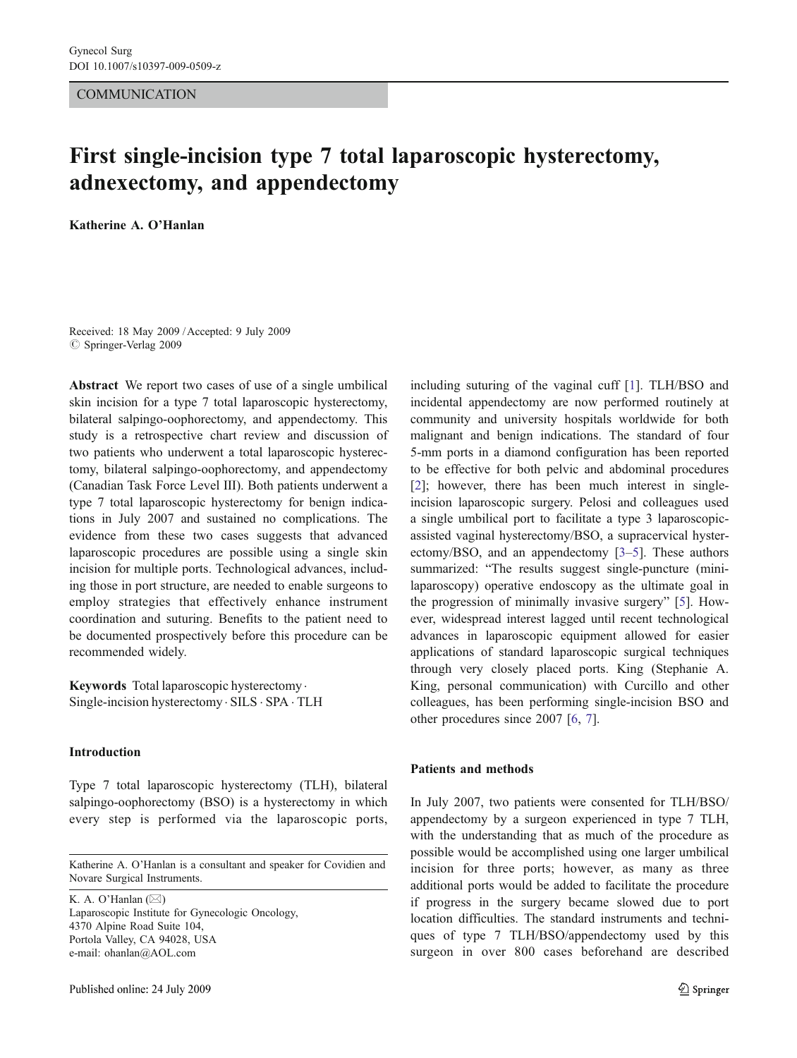COMMUNICATION

# First single-incision type 7 total laparoscopic hysterectomy, adnexectomy, and appendectomy

**Katherine A. O'Hanlan**

Received: 18 May 2009 / Accepted: 9 July 2009
© Springer-Verlag 2009

**Abstract** We report two cases of use of a single umbilical skin incision for a type 7 total laparoscopic hysterectomy, bilateral salpingo-oophorectomy, and appendectomy. This study is a retrospective chart review and discussion of two patients who underwent a total laparoscopic hysterectomy, bilateral salpingo-oophorectomy, and appendectomy (Canadian Task Force Level III). Both patients underwent a type 7 total laparoscopic hysterectomy for benign indications in July 2007 and sustained no complications. The evidence from these two cases suggests that advanced laparoscopic procedures are possible using a single skin incision for multiple ports. Technological advances, including those in port structure, are needed to enable surgeons to employ strategies that effectively enhance instrument coordination and suturing. Benefits to the patient need to be documented prospectively before this procedure can be recommended widely.

**Keywords** Total laparoscopic hysterectomy · Single-incision hysterectomy · SILS · SPA · TLH

## Introduction

Type 7 total laparoscopic hysterectomy (TLH), bilateral salpingo-oophorectomy (BSO) is a hysterectomy in which every step is performed via the laparoscopic ports, including suturing of the vaginal cuff [1]. TLH/BSO and incidental appendectomy are now performed routinely at community and university hospitals worldwide for both malignant and benign indications. The standard of four 5-mm ports in a diamond configuration has been reported to be effective for both pelvic and abdominal procedures [2]; however, there has been much interest in single-incision laparoscopic surgery. Pelosi and colleagues used a single umbilical port to facilitate a type 3 laparoscopic-assisted vaginal hysterectomy/BSO, a supracervical hysterectomy/BSO, and an appendectomy [3–5]. These authors summarized: "The results suggest single-puncture (mini-laparoscopy) operative endoscopy as the ultimate goal in the progression of minimally invasive surgery" [5]. However, widespread interest lagged until recent technological advances in laparoscopic equipment allowed for easier applications of standard laparoscopic surgical techniques through very closely placed ports. King (Stephanie A. King, personal communication) with Curcillo and other colleagues, has been performing single-incision BSO and other procedures since 2007 [6, 7].

## Patients and methods

In July 2007, two patients were consented for TLH/BSO/appendectomy by a surgeon experienced in type 7 TLH, with the understanding that as much of the procedure as possible would be accomplished using one larger umbilical incision for three ports; however, as many as three additional ports would be added to facilitate the procedure if progress in the surgery became slowed due to port location difficulties. The standard instruments and techniques of type 7 TLH/BSO/appendectomy used by this surgeon in over 800 cases beforehand are described

Katherine A. O'Hanlan is a consultant and speaker for Covidien and Novare Surgical Instruments.

K. A. O'Hanlan (✉)
Laparoscopic Institute for Gynecologic Oncology,
4370 Alpine Road Suite 104,
Portola Valley, CA 94028, USA
e-mail: ohanlan@AOL.com

Published online: 24 July 2009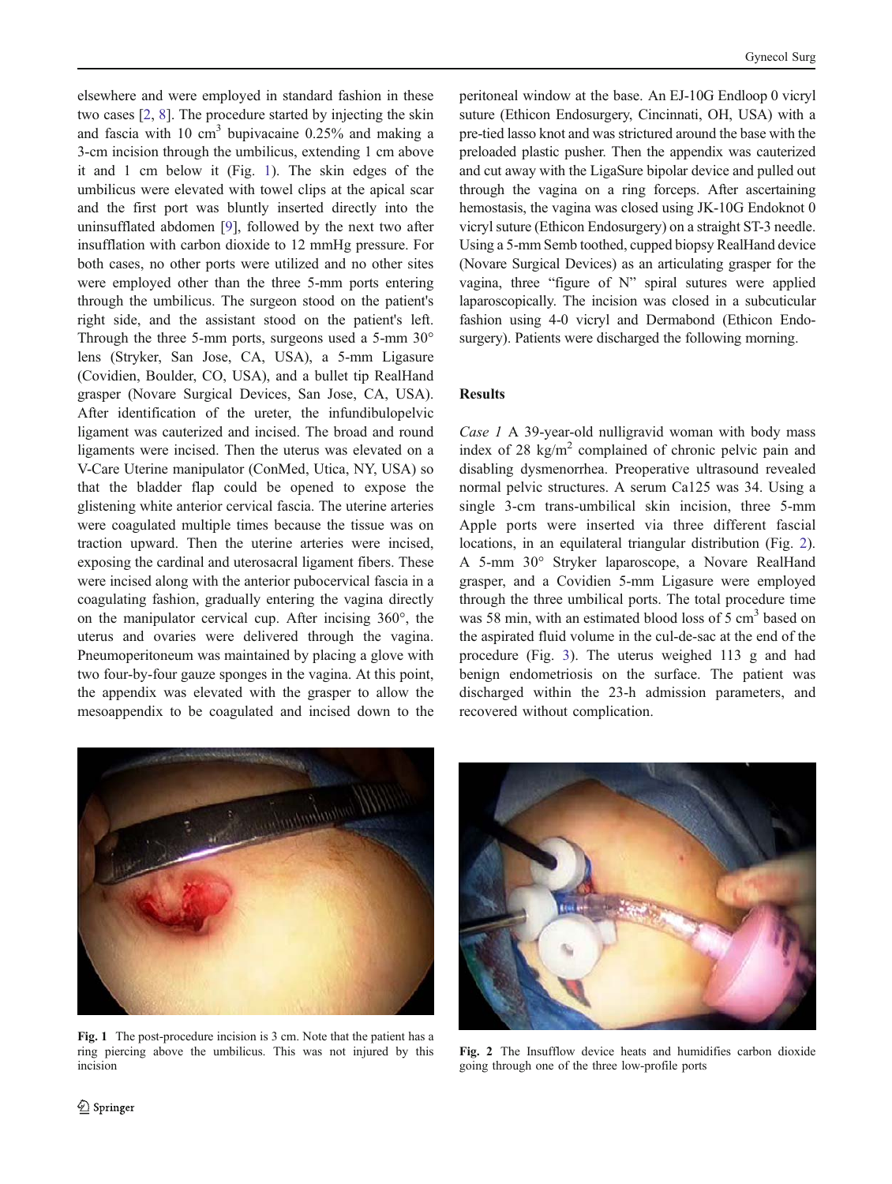elsewhere and were employed in standard fashion in these two cases [2, 8]. The procedure started by injecting the skin and fascia with 10 $cm^3$ bupivacaine 0.25% and making a 3-cm incision through the umbilicus, extending 1 cm above it and 1 cm below it (Fig. 1). The skin edges of the umbilicus were elevated with towel clips at the apical scar and the first port was bluntly inserted directly into the uninsufflated abdomen [9], followed by the next two after insufflation with carbon dioxide to 12 mmHg pressure. For both cases, no other ports were utilized and no other sites were employed other than the three 5-mm ports entering through the umbilicus. The surgeon stood on the patient's right side, and the assistant stood on the patient's left. Through the three 5-mm ports, surgeons used a 5-mm 30° lens (Stryker, San Jose, CA, USA), a 5-mm Ligasure (Covidien, Boulder, CO, USA), and a bullet tip RealHand grasper (Novare Surgical Devices, San Jose, CA, USA). After identification of the ureter, the infundibulopelvic ligament was cauterized and incised. The broad and round ligaments were incised. Then the uterus was elevated on a V-Care Uterine manipulator (ConMed, Utica, NY, USA) so that the bladder flap could be opened to expose the glistening white anterior cervical fascia. The uterine arteries were coagulated multiple times because the tissue was on traction upward. Then the uterine arteries were incised, exposing the cardinal and uterosacral ligament fibers. These were incised along with the anterior pubocervical fascia in a coagulating fashion, gradually entering the vagina directly on the manipulator cervical cup. After incising 360°, the uterus and ovaries were delivered through the vagina. Pneumoperitoneum was maintained by placing a glove with two four-by-four gauze sponges in the vagina. At this point, the appendix was elevated with the grasper to allow the mesoappendix to be coagulated and incised down to the peritoneal window at the base. An EJ-10G Endloop 0 vicryl suture (Ethicon Endosurgery, Cincinnati, OH, USA) with a pre-tied lasso knot and was strictured around the base with the preloaded plastic pusher. Then the appendix was cauterized and cut away with the LigaSure bipolar device and pulled out through the vagina on a ring forceps. After ascertaining hemostasis, the vagina was closed using JK-10G Endoknot 0 vicryl suture (Ethicon Endosurgery) on a straight ST-3 needle. Using a 5-mm Semb toothed, cupped biopsy RealHand device (Novare Surgical Devices) as an articulating grasper for the vagina, three "figure of N" spiral sutures were applied laparoscopically. The incision was closed in a subcuticular fashion using 4-0 vicryl and Dermabond (Ethicon Endosurgery). Patients were discharged the following morning.

## Results

*Case 1* A 39-year-old nulligravid woman with body mass index of 28 $kg/m^2$ complained of chronic pelvic pain and disabling dysmenorrhea. Preoperative ultrasound revealed normal pelvic structures. A serum Ca125 was 34. Using a single 3-cm trans-umbilical skin incision, three 5-mm Apple ports were inserted via three different fascial locations, in an equilateral triangular distribution (Fig. 2). A 5-mm 30° Stryker laparoscope, a Novare RealHand grasper, and a Covidien 5-mm Ligasure were employed through the three umbilical ports. The total procedure time was 58 min, with an estimated blood loss of 5 $cm^3$ based on the aspirated fluid volume in the cul-de-sac at the end of the procedure (Fig. 3). The uterus weighed 113 g and had benign endometriosis on the surface. The patient was discharged within the 23-h admission parameters, and recovered without complication.

**Fig. 1** The post-procedure incision is 3 cm. Note that the patient has a ring piercing above the umbilicus. This was not injured by this incision

**Fig. 2** The Insufflow device heats and humidifies carbon dioxide going through one of the three low-profile ports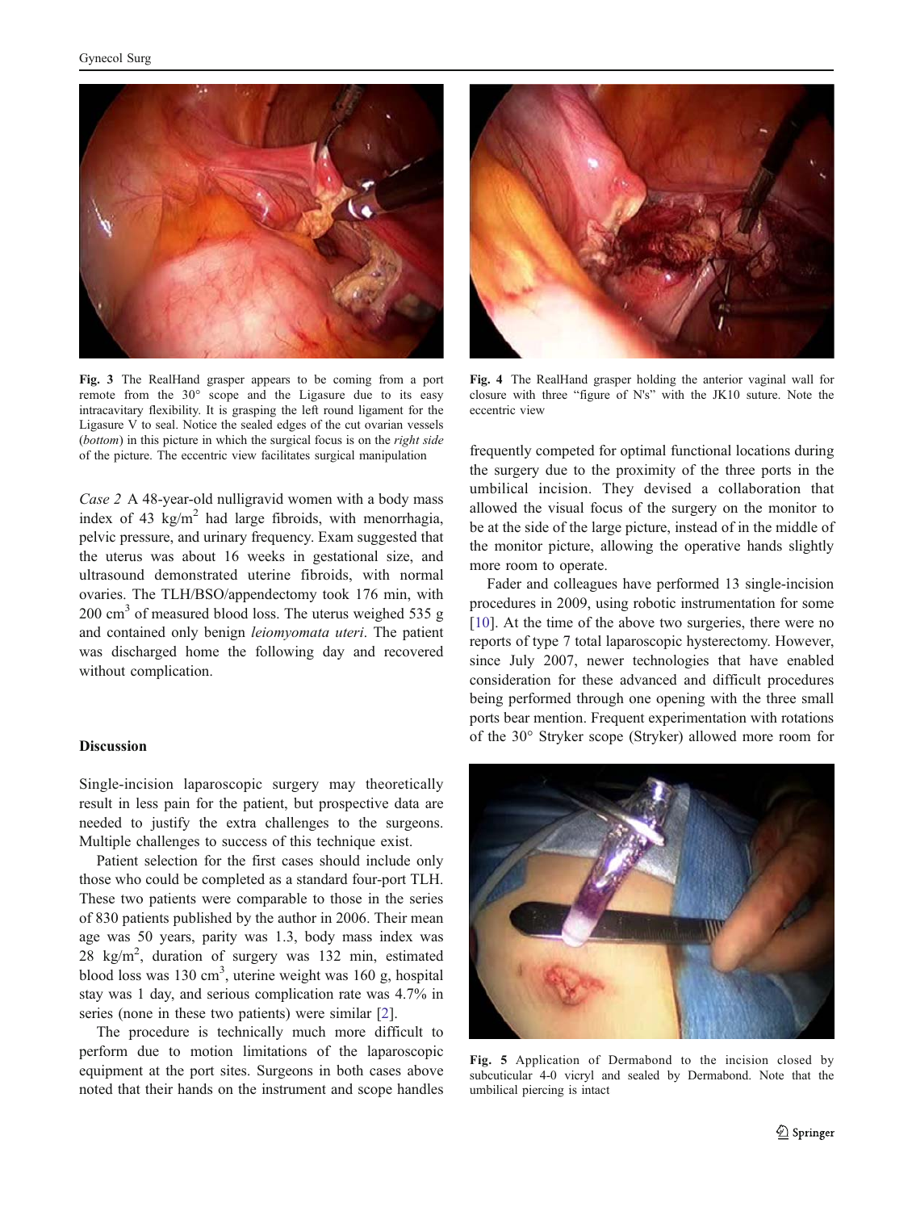Fig. 3 The RealHand grasper appears to be coming from a port remote from the 30° scope and the Ligasure due to its easy intracavitary flexibility. It is grasping the left round ligament for the Ligasure V to seal. Notice the sealed edges of the cut ovarian vessels (*bottom*) in this picture in which the surgical focus is on the *right side* of the picture. The eccentric view facilitates surgical manipulation

Fig. 4 The RealHand grasper holding the anterior vaginal wall for closure with three "figure of N's" with the JK10 suture. Note the eccentric view

*Case 2* A 48-year-old nulligravid women with a body mass index of 43 kg/m$^2$ had large fibroids, with menorrhagia, pelvic pressure, and urinary frequency. Exam suggested that the uterus was about 16 weeks in gestational size, and ultrasound demonstrated uterine fibroids, with normal ovaries. The TLH/BSO/appendectomy took 176 min, with 200 cm$^3$ of measured blood loss. The uterus weighed 535 g and contained only benign *leiomyomata uteri*. The patient was discharged home the following day and recovered without complication.

## Discussion

Single-incision laparoscopic surgery may theoretically result in less pain for the patient, but prospective data are needed to justify the extra challenges to the surgeons. Multiple challenges to success of this technique exist.

Patient selection for the first cases should include only those who could be completed as a standard four-port TLH. These two patients were comparable to those in the series of 830 patients published by the author in 2006. Their mean age was 50 years, parity was 1.3, body mass index was 28 kg/m$^2$, duration of surgery was 132 min, estimated blood loss was 130 cm$^3$, uterine weight was 160 g, hospital stay was 1 day, and serious complication rate was 4.7% in series (none in these two patients) were similar [2].

The procedure is technically much more difficult to perform due to motion limitations of the laparoscopic equipment at the port sites. Surgeons in both cases above noted that their hands on the instrument and scope handles frequently competed for optimal functional locations during the surgery due to the proximity of the three ports in the umbilical incision. They devised a collaboration that allowed the visual focus of the surgery on the monitor to be at the side of the large picture, instead of in the middle of the monitor picture, allowing the operative hands slightly more room to operate.

Fader and colleagues have performed 13 single-incision procedures in 2009, using robotic instrumentation for some [10]. At the time of the above two surgeries, there were no reports of type 7 total laparoscopic hysterectomy. However, since July 2007, newer technologies that have enabled consideration for these advanced and difficult procedures being performed through one opening with the three small ports bear mention. Frequent experimentation with rotations of the 30° Stryker scope (Stryker) allowed more room for

Fig. 5 Application of Dermabond to the incision closed by subcuticular 4-0 vicryl and sealed by Dermabond. Note that the umbilical piercing is intact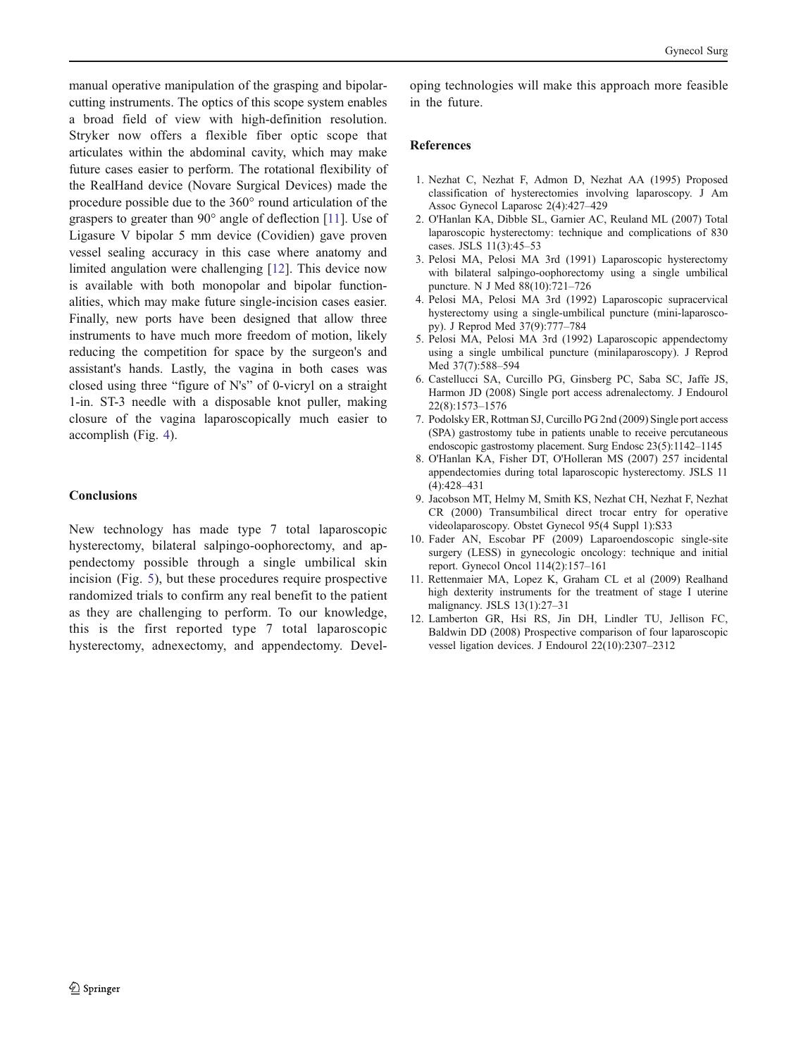manual operative manipulation of the grasping and bipolar-cutting instruments. The optics of this scope system enables a broad field of view with high-definition resolution. Stryker now offers a flexible fiber optic scope that articulates within the abdominal cavity, which may make future cases easier to perform. The rotational flexibility of the RealHand device (Novare Surgical Devices) made the procedure possible due to the 360° round articulation of the graspers to greater than 90° angle of deflection [11]. Use of Ligasure V bipolar 5 mm device (Covidien) gave proven vessel sealing accuracy in this case where anatomy and limited angulation were challenging [12]. This device now is available with both monopolar and bipolar functionalities, which may make future single-incision cases easier. Finally, new ports have been designed that allow three instruments to have much more freedom of motion, likely reducing the competition for space by the surgeon's and assistant's hands. Lastly, the vagina in both cases was closed using three "figure of N's" of 0-vicryl on a straight 1-in. ST-3 needle with a disposable knot puller, making closure of the vagina laparoscopically much easier to accomplish (Fig. 4).

## Conclusions

New technology has made type 7 total laparoscopic hysterectomy, bilateral salpingo-oophorectomy, and appendectomy possible through a single umbilical skin incision (Fig. 5), but these procedures require prospective randomized trials to confirm any real benefit to the patient as they are challenging to perform. To our knowledge, this is the first reported type 7 total laparoscopic hysterectomy, adnexectomy, and appendectomy. Developing technologies will make this approach more feasible in the future.

## References

1. Nezhat C, Nezhat F, Admon D, Nezhat AA (1995) Proposed classification of hysterectomies involving laparoscopy. J Am Assoc Gynecol Laparosc 2(4):427–429
2. O'Hanlan KA, Dibble SL, Garnier AC, Reuland ML (2007) Total laparoscopic hysterectomy: technique and complications of 830 cases. JSLS 11(3):45–53
3. Pelosi MA, Pelosi MA 3rd (1991) Laparoscopic hysterectomy with bilateral salpingo-oophorectomy using a single umbilical puncture. N J Med 88(10):721–726
4. Pelosi MA, Pelosi MA 3rd (1992) Laparoscopic supracervical hysterectomy using a single-umbilical puncture (mini-laparoscopy). J Reprod Med 37(9):777–784
5. Pelosi MA, Pelosi MA 3rd (1992) Laparoscopic appendectomy using a single umbilical puncture (minilaparoscopy). J Reprod Med 37(7):588–594
6. Castellucci SA, Curcillo PG, Ginsberg PC, Saba SC, Jaffe JS, Harmon JD (2008) Single port access adrenalectomy. J Endourol 22(8):1573–1576
7. Podolsky ER, Rottman SJ, Curcillo PG 2nd (2009) Single port access (SPA) gastrostomy tube in patients unable to receive percutaneous endoscopic gastrostomy placement. Surg Endosc 23(5):1142–1145
8. O'Hanlan KA, Fisher DT, O'Holleran MS (2007) 257 incidental appendectomies during total laparoscopic hysterectomy. JSLS 11 (4):428–431
9. Jacobson MT, Helmy M, Smith KS, Nezhat CH, Nezhat F, Nezhat CR (2000) Transumbilical direct trocar entry for operative videolaparoscopy. Obstet Gynecol 95(4 Suppl 1):S33
10. Fader AN, Escobar PF (2009) Laparoendoscopic single-site surgery (LESS) in gynecologic oncology: technique and initial report. Gynecol Oncol 114(2):157–161
11. Rettenmaier MA, Lopez K, Graham CL et al (2009) Realhand high dexterity instruments for the treatment of stage I uterine malignancy. JSLS 13(1):27–31
12. Lamberton GR, Hsi RS, Jin DH, Lindler TU, Jellison FC, Baldwin DD (2008) Prospective comparison of four laparoscopic vessel ligation devices. J Endourol 22(10):2307–2312